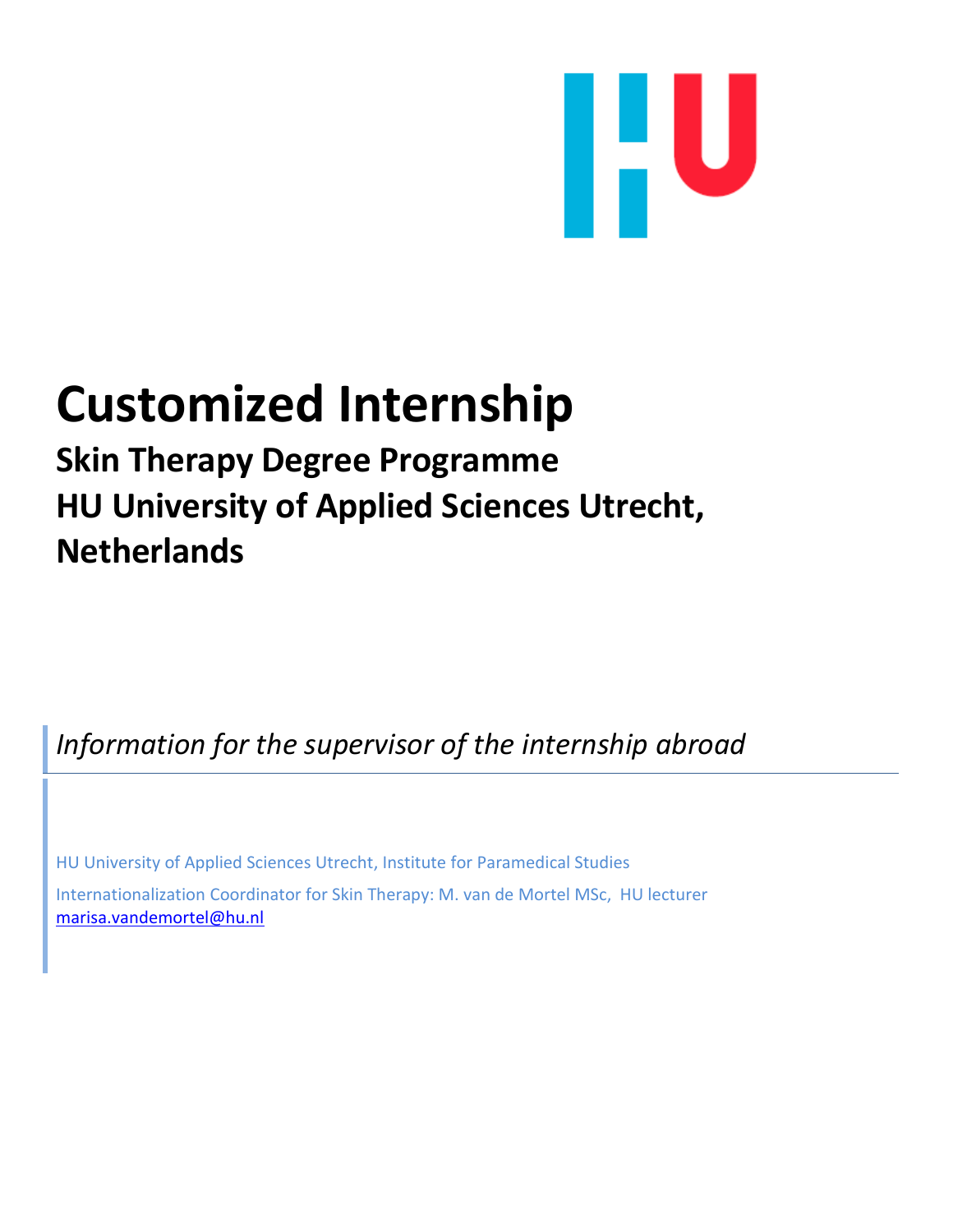# Customized Internship

## Skin Therapy Degree Programme
## HU University of Applied Sciences Utrecht, Netherlands

*Information for the supervisor of the internship abroad*

HU University of Applied Sciences Utrecht, Institute for Paramedical Studies

Internationalization Coordinator for Skin Therapy: M. van de Mortel MSc, HU lecturer
marisa.vandemortel@hu.nl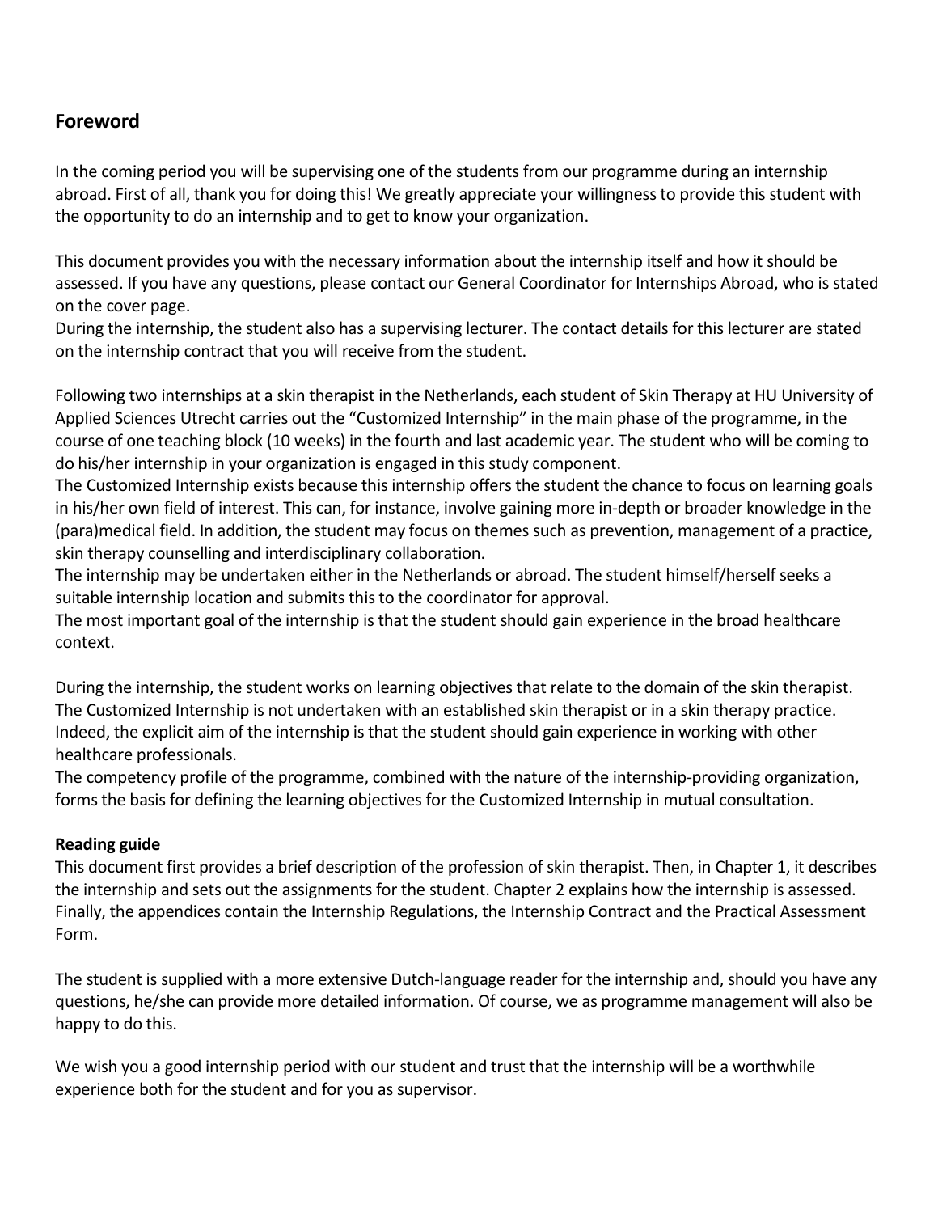## Foreword

In the coming period you will be supervising one of the students from our programme during an internship abroad. First of all, thank you for doing this! We greatly appreciate your willingness to provide this student with the opportunity to do an internship and to get to know your organization.

This document provides you with the necessary information about the internship itself and how it should be assessed. If you have any questions, please contact our General Coordinator for Internships Abroad, who is stated on the cover page.
During the internship, the student also has a supervising lecturer. The contact details for this lecturer are stated on the internship contract that you will receive from the student.

Following two internships at a skin therapist in the Netherlands, each student of Skin Therapy at HU University of Applied Sciences Utrecht carries out the "Customized Internship" in the main phase of the programme, in the course of one teaching block (10 weeks) in the fourth and last academic year. The student who will be coming to do his/her internship in your organization is engaged in this study component.
The Customized Internship exists because this internship offers the student the chance to focus on learning goals in his/her own field of interest. This can, for instance, involve gaining more in-depth or broader knowledge in the (para)medical field. In addition, the student may focus on themes such as prevention, management of a practice, skin therapy counselling and interdisciplinary collaboration.
The internship may be undertaken either in the Netherlands or abroad. The student himself/herself seeks a suitable internship location and submits this to the coordinator for approval.
The most important goal of the internship is that the student should gain experience in the broad healthcare context.

During the internship, the student works on learning objectives that relate to the domain of the skin therapist. The Customized Internship is not undertaken with an established skin therapist or in a skin therapy practice. Indeed, the explicit aim of the internship is that the student should gain experience in working with other healthcare professionals.
The competency profile of the programme, combined with the nature of the internship-providing organization, forms the basis for defining the learning objectives for the Customized Internship in mutual consultation.

**Reading guide**
This document first provides a brief description of the profession of skin therapist. Then, in Chapter 1, it describes the internship and sets out the assignments for the student. Chapter 2 explains how the internship is assessed. Finally, the appendices contain the Internship Regulations, the Internship Contract and the Practical Assessment Form.

The student is supplied with a more extensive Dutch-language reader for the internship and, should you have any questions, he/she can provide more detailed information. Of course, we as programme management will also be happy to do this.

We wish you a good internship period with our student and trust that the internship will be a worthwhile experience both for the student and for you as supervisor.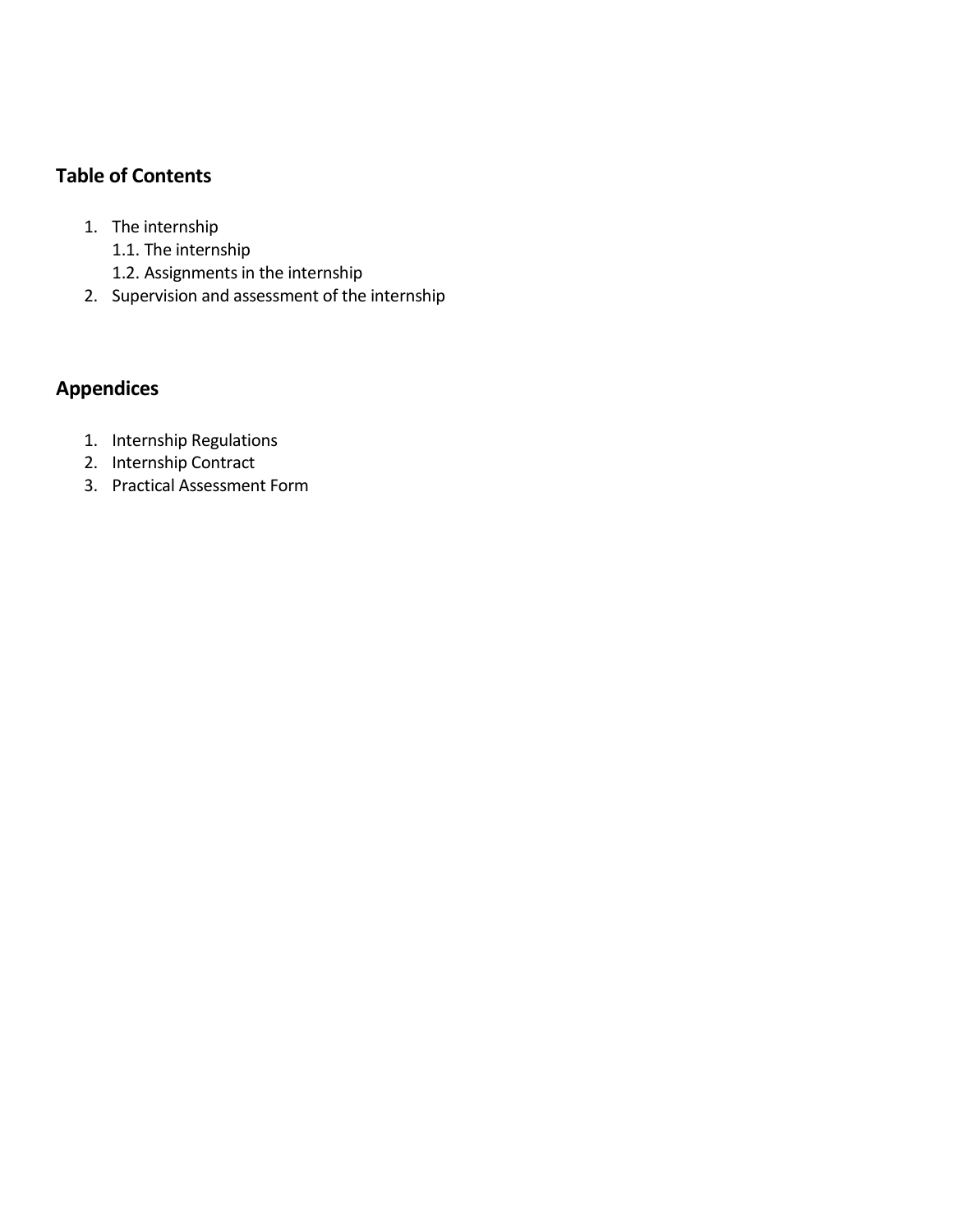## Table of Contents

1. The internship
   1.1. The internship
   1.2. Assignments in the internship
2. Supervision and assessment of the internship

## Appendices

1. Internship Regulations
2. Internship Contract
3. Practical Assessment Form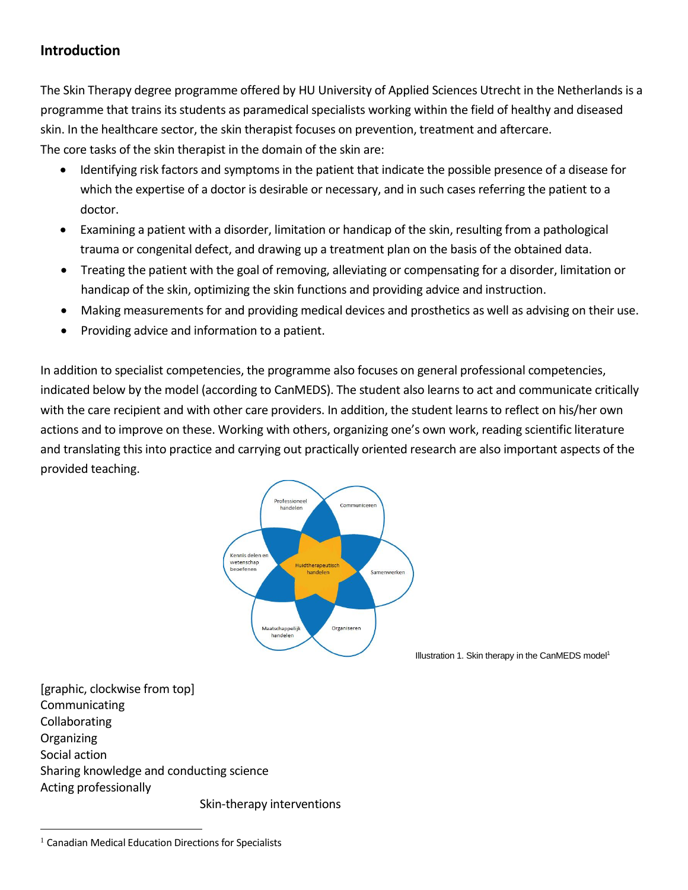## Introduction

The Skin Therapy degree programme offered by HU University of Applied Sciences Utrecht in the Netherlands is a programme that trains its students as paramedical specialists working within the field of healthy and diseased skin. In the healthcare sector, the skin therapist focuses on prevention, treatment and aftercare.
The core tasks of the skin therapist in the domain of the skin are:

- Identifying risk factors and symptoms in the patient that indicate the possible presence of a disease for which the expertise of a doctor is desirable or necessary, and in such cases referring the patient to a doctor.
- Examining a patient with a disorder, limitation or handicap of the skin, resulting from a pathological trauma or congenital defect, and drawing up a treatment plan on the basis of the obtained data.
- Treating the patient with the goal of removing, alleviating or compensating for a disorder, limitation or handicap of the skin, optimizing the skin functions and providing advice and instruction.
- Making measurements for and providing medical devices and prosthetics as well as advising on their use.
- Providing advice and information to a patient.

In addition to specialist competencies, the programme also focuses on general professional competencies, indicated below by the model (according to CanMEDS). The student also learns to act and communicate critically with the care recipient and with other care providers. In addition, the student learns to reflect on his/her own actions and to improve on these. Working with others, organizing one's own work, reading scientific literature and translating this into practice and carrying out practically oriented research are also important aspects of the provided teaching.

Professioneel handelen
Communiceren
Samenwerken
Organiseren
Maatschappelijk handelen
Kennis delen en wetenschap beoefenen
Huidtherapeutisch handelen

Illustration 1. Skin therapy in the CanMEDS model[1]

[graphic, clockwise from top]
Communicating
Collaborating
Organizing
Social action
Sharing knowledge and conducting science
Acting professionally
Skin-therapy interventions

[1] Canadian Medical Education Directions for Specialists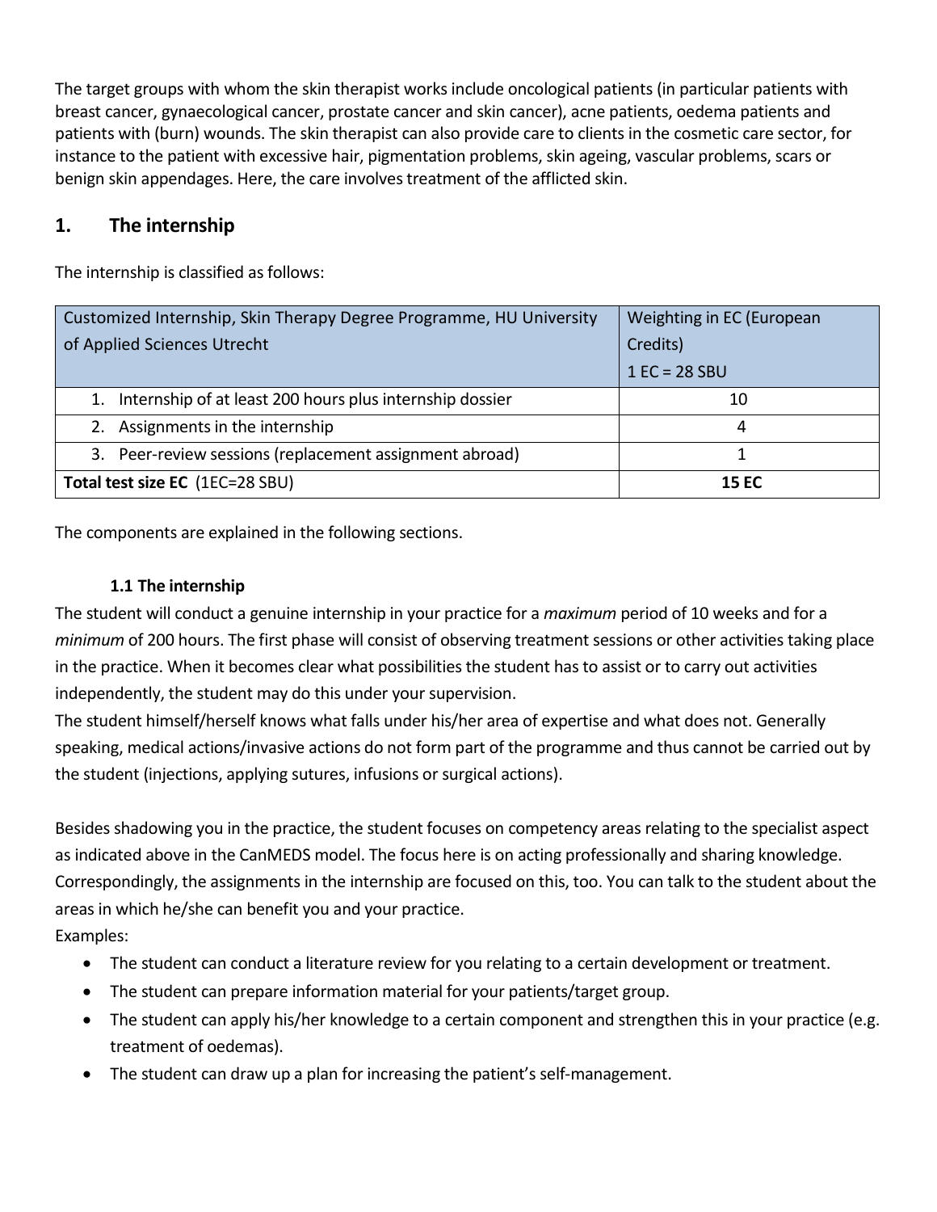The target groups with whom the skin therapist works include oncological patients (in particular patients with breast cancer, gynaecological cancer, prostate cancer and skin cancer), acne patients, oedema patients and patients with (burn) wounds. The skin therapist can also provide care to clients in the cosmetic care sector, for instance to the patient with excessive hair, pigmentation problems, skin ageing, vascular problems, scars or benign skin appendages. Here, the care involves treatment of the afflicted skin.

## 1. The internship

The internship is classified as follows:

| Customized Internship, Skin Therapy Degree Programme, HU University of Applied Sciences Utrecht | Weighting in EC (European Credits) 1 EC = 28 SBU |
|---|---|
| 1. Internship of at least 200 hours plus internship dossier | 10 |
| 2. Assignments in the internship | 4 |
| 3. Peer-review sessions (replacement assignment abroad) | 1 |
| **Total test size EC** (1EC=28 SBU) | **15 EC** |

The components are explained in the following sections.

### 1.1 The internship

The student will conduct a genuine internship in your practice for a *maximum* period of 10 weeks and for a *minimum* of 200 hours. The first phase will consist of observing treatment sessions or other activities taking place in the practice. When it becomes clear what possibilities the student has to assist or to carry out activities independently, the student may do this under your supervision.

The student himself/herself knows what falls under his/her area of expertise and what does not. Generally speaking, medical actions/invasive actions do not form part of the programme and thus cannot be carried out by the student (injections, applying sutures, infusions or surgical actions).

Besides shadowing you in the practice, the student focuses on competency areas relating to the specialist aspect as indicated above in the CanMEDS model. The focus here is on acting professionally and sharing knowledge. Correspondingly, the assignments in the internship are focused on this, too. You can talk to the student about the areas in which he/she can benefit you and your practice.

Examples:

- The student can conduct a literature review for you relating to a certain development or treatment.
- The student can prepare information material for your patients/target group.
- The student can apply his/her knowledge to a certain component and strengthen this in your practice (e.g. treatment of oedemas).
- The student can draw up a plan for increasing the patient's self-management.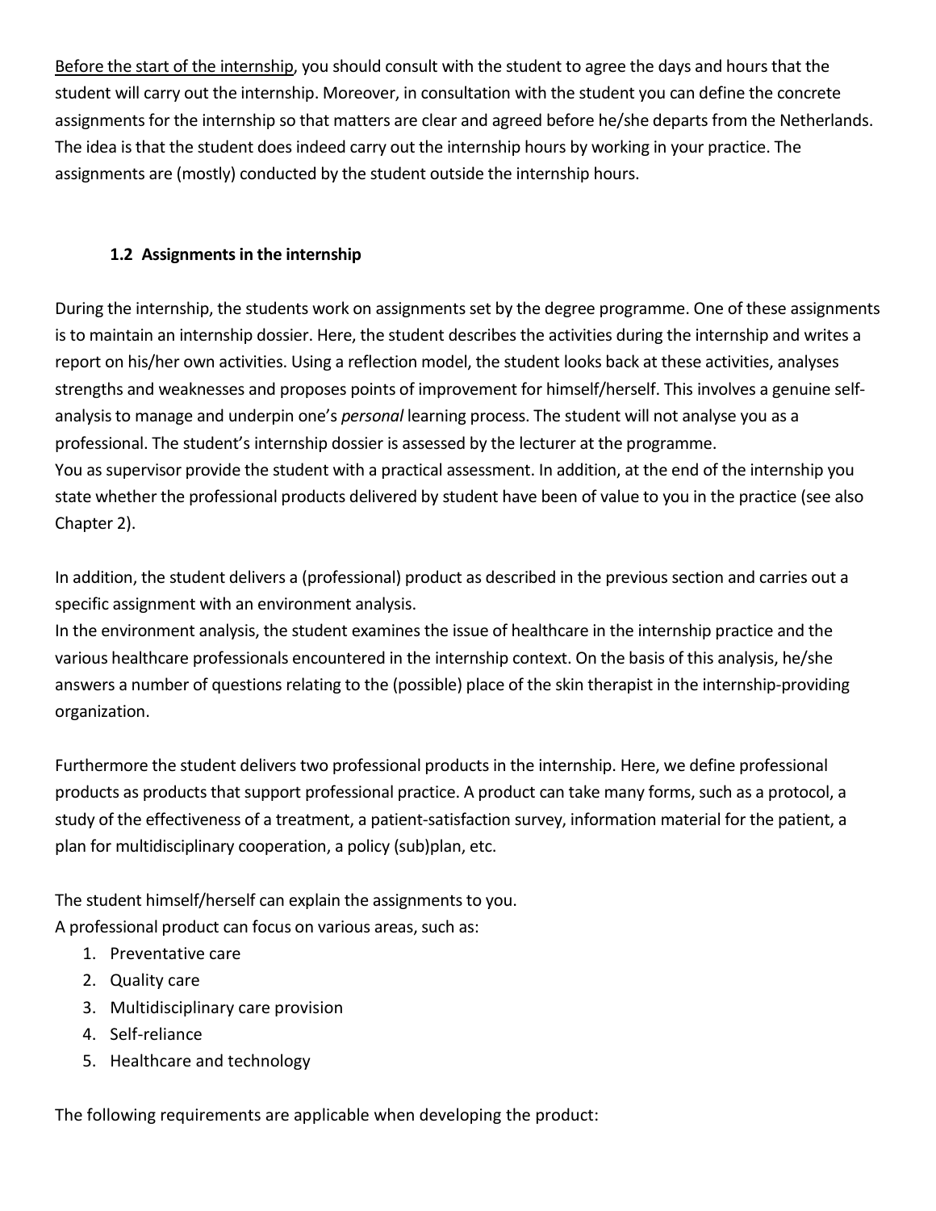Before the start of the internship, you should consult with the student to agree the days and hours that the student will carry out the internship. Moreover, in consultation with the student you can define the concrete assignments for the internship so that matters are clear and agreed before he/she departs from the Netherlands. The idea is that the student does indeed carry out the internship hours by working in your practice. The assignments are (mostly) conducted by the student outside the internship hours.

### 1.2 Assignments in the internship

During the internship, the students work on assignments set by the degree programme. One of these assignments is to maintain an internship dossier. Here, the student describes the activities during the internship and writes a report on his/her own activities. Using a reflection model, the student looks back at these activities, analyses strengths and weaknesses and proposes points of improvement for himself/herself. This involves a genuine self-analysis to manage and underpin one's *personal* learning process. The student will not analyse you as a professional. The student's internship dossier is assessed by the lecturer at the programme.
You as supervisor provide the student with a practical assessment. In addition, at the end of the internship you state whether the professional products delivered by student have been of value to you in the practice (see also Chapter 2).

In addition, the student delivers a (professional) product as described in the previous section and carries out a specific assignment with an environment analysis.
In the environment analysis, the student examines the issue of healthcare in the internship practice and the various healthcare professionals encountered in the internship context. On the basis of this analysis, he/she answers a number of questions relating to the (possible) place of the skin therapist in the internship-providing organization.

Furthermore the student delivers two professional products in the internship. Here, we define professional products as products that support professional practice. A product can take many forms, such as a protocol, a study of the effectiveness of a treatment, a patient-satisfaction survey, information material for the patient, a plan for multidisciplinary cooperation, a policy (sub)plan, etc.

The student himself/herself can explain the assignments to you.
A professional product can focus on various areas, such as:

1. Preventative care
2. Quality care
3. Multidisciplinary care provision
4. Self-reliance
5. Healthcare and technology

The following requirements are applicable when developing the product: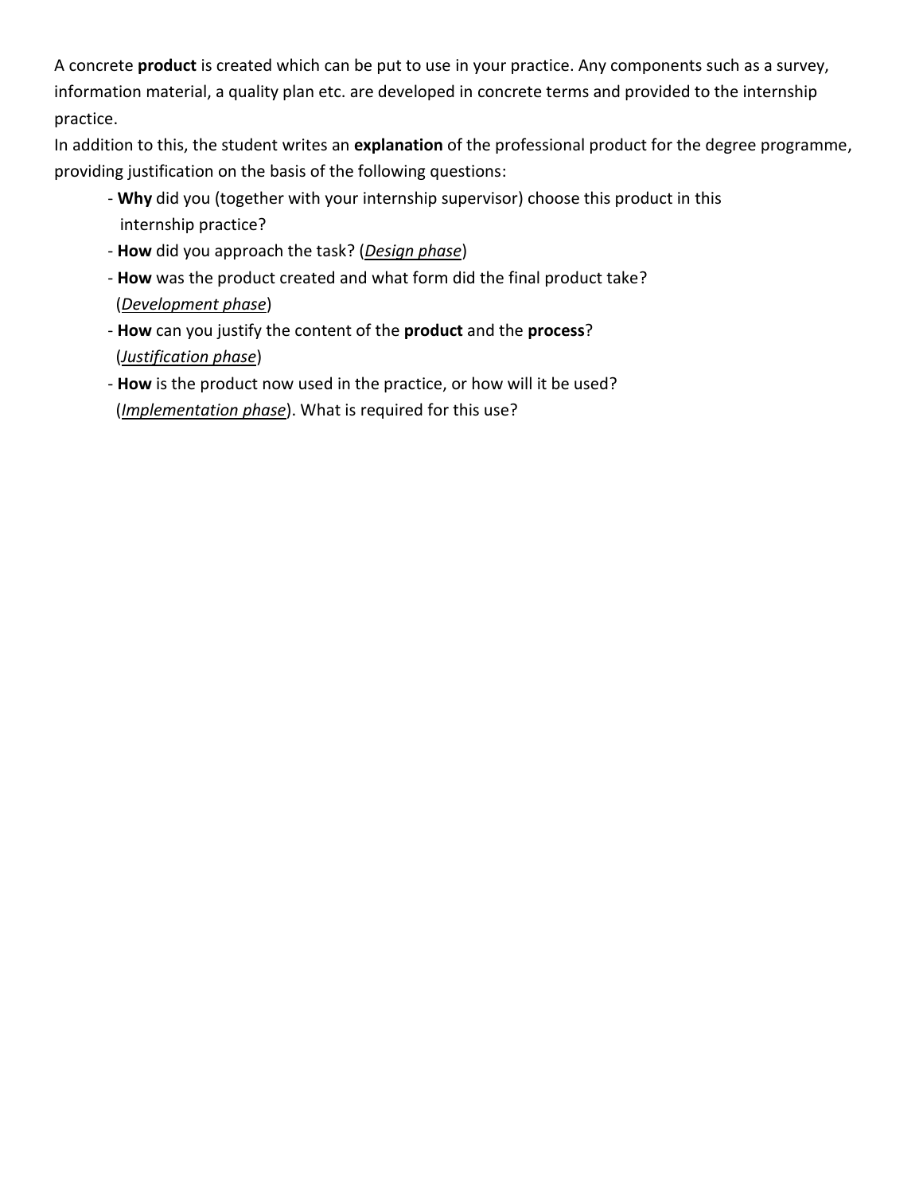A concrete **product** is created which can be put to use in your practice. Any components such as a survey, information material, a quality plan etc. are developed in concrete terms and provided to the internship practice.

In addition to this, the student writes an **explanation** of the professional product for the degree programme, providing justification on the basis of the following questions:

- **Why** did you (together with your internship supervisor) choose this product in this internship practice?
- **How** did you approach the task? (*Design phase*)
- **How** was the product created and what form did the final product take? (*Development phase*)
- **How** can you justify the content of the **product** and the **process**? (*Justification phase*)
- **How** is the product now used in the practice, or how will it be used? (*Implementation phase*). What is required for this use?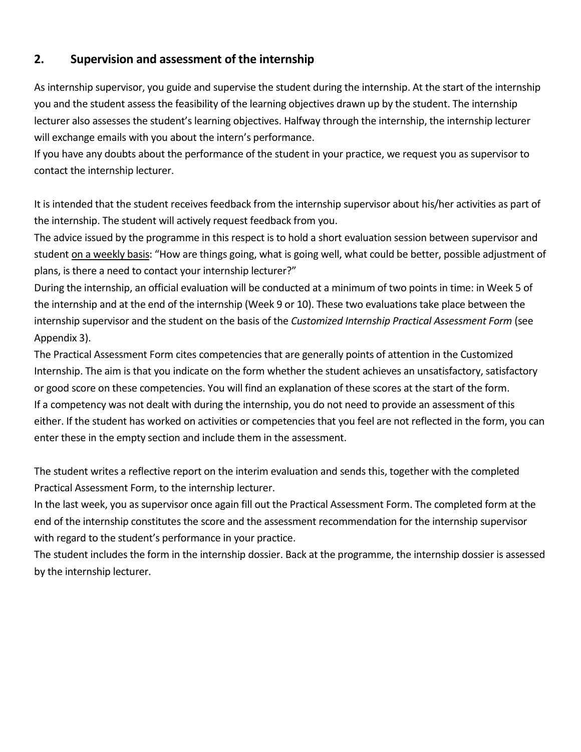## 2. Supervision and assessment of the internship

As internship supervisor, you guide and supervise the student during the internship. At the start of the internship you and the student assess the feasibility of the learning objectives drawn up by the student. The internship lecturer also assesses the student's learning objectives. Halfway through the internship, the internship lecturer will exchange emails with you about the intern's performance.
If you have any doubts about the performance of the student in your practice, we request you as supervisor to contact the internship lecturer.

It is intended that the student receives feedback from the internship supervisor about his/her activities as part of the internship. The student will actively request feedback from you.
The advice issued by the programme in this respect is to hold a short evaluation session between supervisor and student on a weekly basis: "How are things going, what is going well, what could be better, possible adjustment of plans, is there a need to contact your internship lecturer?"
During the internship, an official evaluation will be conducted at a minimum of two points in time: in Week 5 of the internship and at the end of the internship (Week 9 or 10). These two evaluations take place between the internship supervisor and the student on the basis of the *Customized Internship Practical Assessment Form* (see Appendix 3).
The Practical Assessment Form cites competencies that are generally points of attention in the Customized Internship. The aim is that you indicate on the form whether the student achieves an unsatisfactory, satisfactory or good score on these competencies. You will find an explanation of these scores at the start of the form.
If a competency was not dealt with during the internship, you do not need to provide an assessment of this either. If the student has worked on activities or competencies that you feel are not reflected in the form, you can enter these in the empty section and include them in the assessment.

The student writes a reflective report on the interim evaluation and sends this, together with the completed Practical Assessment Form, to the internship lecturer.
In the last week, you as supervisor once again fill out the Practical Assessment Form. The completed form at the end of the internship constitutes the score and the assessment recommendation for the internship supervisor with regard to the student's performance in your practice.
The student includes the form in the internship dossier. Back at the programme, the internship dossier is assessed by the internship lecturer.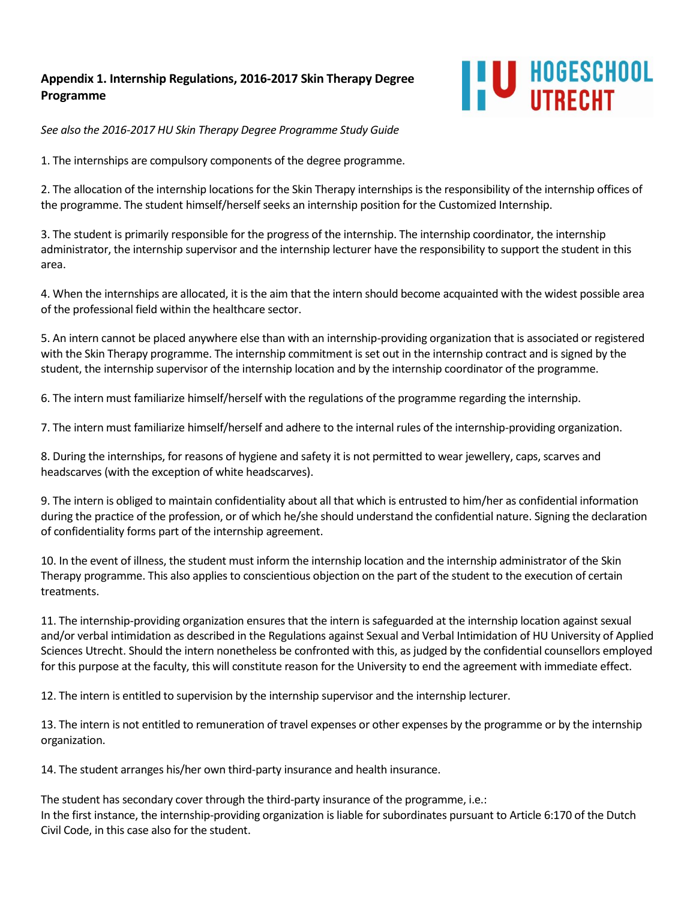# Appendix 1. Internship Regulations, 2016-2017 Skin Therapy Degree Programme

*See also the 2016-2017 HU Skin Therapy Degree Programme Study Guide*

1. The internships are compulsory components of the degree programme.

2. The allocation of the internship locations for the Skin Therapy internships is the responsibility of the internship offices of the programme. The student himself/herself seeks an internship position for the Customized Internship.

3. The student is primarily responsible for the progress of the internship. The internship coordinator, the internship administrator, the internship supervisor and the internship lecturer have the responsibility to support the student in this area.

4. When the internships are allocated, it is the aim that the intern should become acquainted with the widest possible area of the professional field within the healthcare sector.

5. An intern cannot be placed anywhere else than with an internship-providing organization that is associated or registered with the Skin Therapy programme. The internship commitment is set out in the internship contract and is signed by the student, the internship supervisor of the internship location and by the internship coordinator of the programme.

6. The intern must familiarize himself/herself with the regulations of the programme regarding the internship.

7. The intern must familiarize himself/herself and adhere to the internal rules of the internship-providing organization.

8. During the internships, for reasons of hygiene and safety it is not permitted to wear jewellery, caps, scarves and headscarves (with the exception of white headscarves).

9. The intern is obliged to maintain confidentiality about all that which is entrusted to him/her as confidential information during the practice of the profession, or of which he/she should understand the confidential nature. Signing the declaration of confidentiality forms part of the internship agreement.

10. In the event of illness, the student must inform the internship location and the internship administrator of the Skin Therapy programme. This also applies to conscientious objection on the part of the student to the execution of certain treatments.

11. The internship-providing organization ensures that the intern is safeguarded at the internship location against sexual and/or verbal intimidation as described in the Regulations against Sexual and Verbal Intimidation of HU University of Applied Sciences Utrecht. Should the intern nonetheless be confronted with this, as judged by the confidential counsellors employed for this purpose at the faculty, this will constitute reason for the University to end the agreement with immediate effect.

12. The intern is entitled to supervision by the internship supervisor and the internship lecturer.

13. The intern is not entitled to remuneration of travel expenses or other expenses by the programme or by the internship organization.

14. The student arranges his/her own third-party insurance and health insurance.

The student has secondary cover through the third-party insurance of the programme, i.e.:
In the first instance, the internship-providing organization is liable for subordinates pursuant to Article 6:170 of the Dutch Civil Code, in this case also for the student.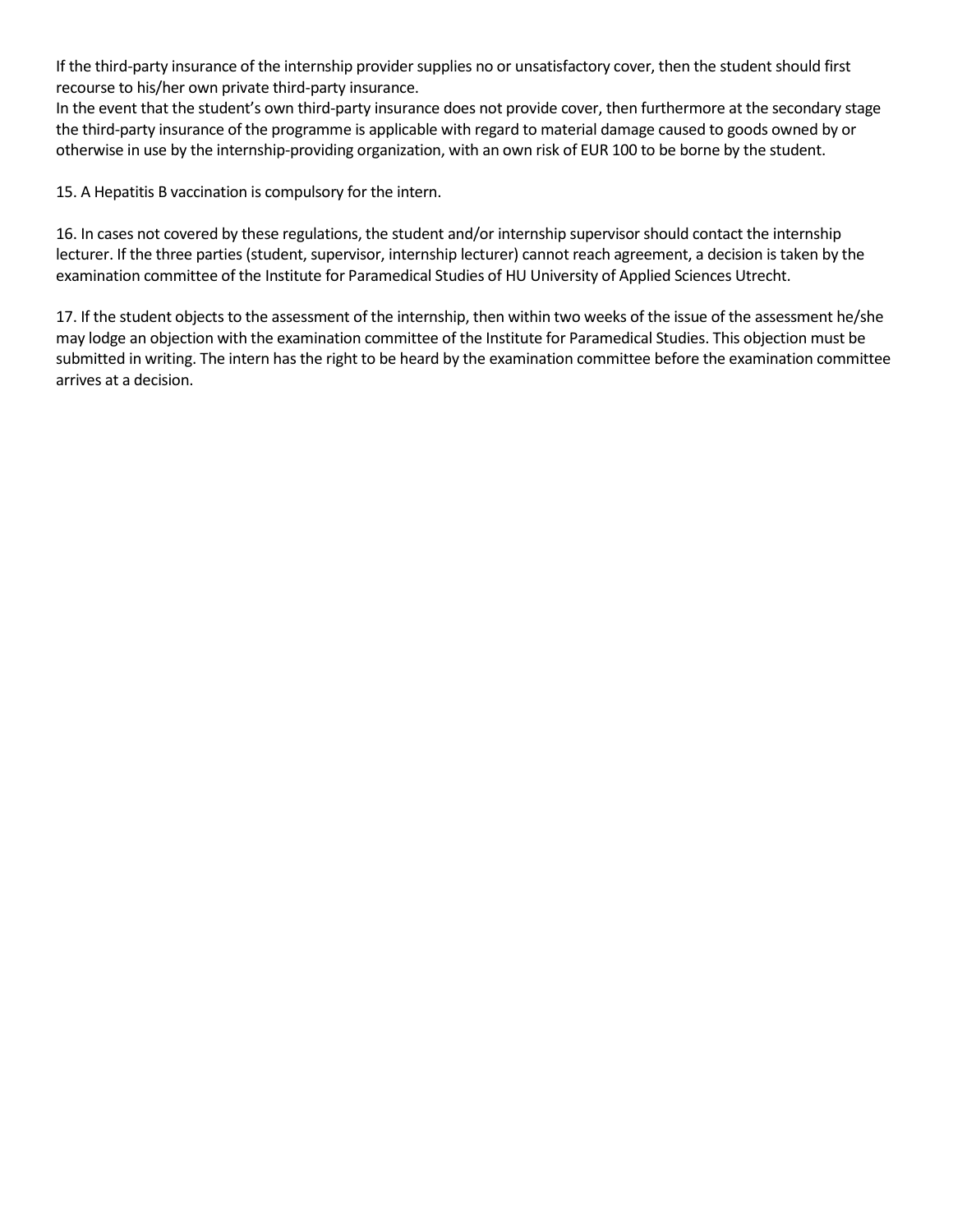If the third-party insurance of the internship provider supplies no or unsatisfactory cover, then the student should first recourse to his/her own private third-party insurance.
In the event that the student's own third-party insurance does not provide cover, then furthermore at the secondary stage the third-party insurance of the programme is applicable with regard to material damage caused to goods owned by or otherwise in use by the internship-providing organization, with an own risk of EUR 100 to be borne by the student.

15. A Hepatitis B vaccination is compulsory for the intern.

16. In cases not covered by these regulations, the student and/or internship supervisor should contact the internship lecturer. If the three parties (student, supervisor, internship lecturer) cannot reach agreement, a decision is taken by the examination committee of the Institute for Paramedical Studies of HU University of Applied Sciences Utrecht.

17. If the student objects to the assessment of the internship, then within two weeks of the issue of the assessment he/she may lodge an objection with the examination committee of the Institute for Paramedical Studies. This objection must be submitted in writing. The intern has the right to be heard by the examination committee before the examination committee arrives at a decision.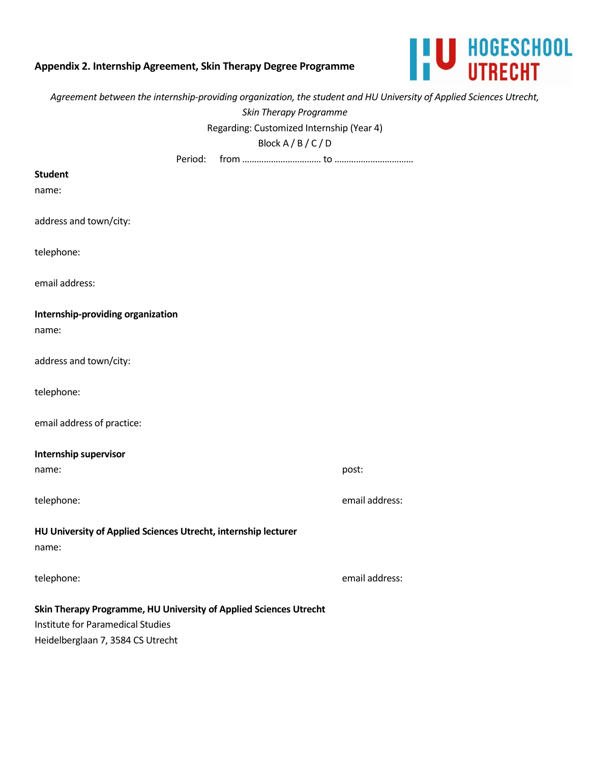## Appendix 2. Internship Agreement, Skin Therapy Degree Programme

*Agreement between the internship-providing organization, the student and HU University of Applied Sciences Utrecht, Skin Therapy Programme*

Regarding: Customized Internship (Year 4)

Block A / B / C / D

Period: from ................................ to ................................

**Student**

name:

address and town/city:

telephone:

email address:

**Internship-providing organization**

name:

address and town/city:

telephone:

email address of practice:

**Internship supervisor**

name: post:

telephone: email address:

**HU University of Applied Sciences Utrecht, internship lecturer**

name:

telephone: email address:

**Skin Therapy Programme, HU University of Applied Sciences Utrecht**

Institute for Paramedical Studies

Heidelberglaan 7, 3584 CS Utrecht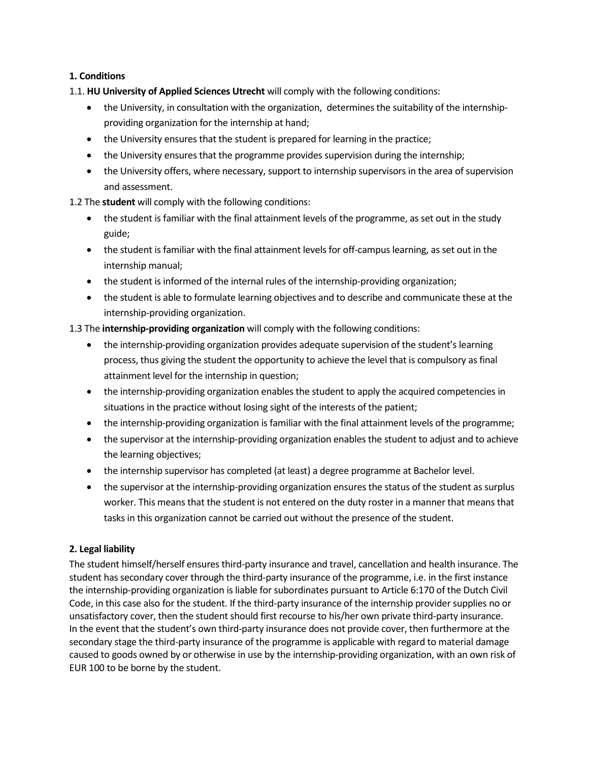**1. Conditions**

1.1. **HU University of Applied Sciences Utrecht** will comply with the following conditions:

- the University, in consultation with the organization, determines the suitability of the internship-providing organization for the internship at hand;
- the University ensures that the student is prepared for learning in the practice;
- the University ensures that the programme provides supervision during the internship;
- the University offers, where necessary, support to internship supervisors in the area of supervision and assessment.

1.2 The **student** will comply with the following conditions:

- the student is familiar with the final attainment levels of the programme, as set out in the study guide;
- the student is familiar with the final attainment levels for off-campus learning, as set out in the internship manual;
- the student is informed of the internal rules of the internship-providing organization;
- the student is able to formulate learning objectives and to describe and communicate these at the internship-providing organization.

1.3 The **internship-providing organization** will comply with the following conditions:

- the internship-providing organization provides adequate supervision of the student's learning process, thus giving the student the opportunity to achieve the level that is compulsory as final attainment level for the internship in question;
- the internship-providing organization enables the student to apply the acquired competencies in situations in the practice without losing sight of the interests of the patient;
- the internship-providing organization is familiar with the final attainment levels of the programme;
- the supervisor at the internship-providing organization enables the student to adjust and to achieve the learning objectives;
- the internship supervisor has completed (at least) a degree programme at Bachelor level.
- the supervisor at the internship-providing organization ensures the status of the student as surplus worker. This means that the student is not entered on the duty roster in a manner that means that tasks in this organization cannot be carried out without the presence of the student.

**2. Legal liability**

The student himself/herself ensures third-party insurance and travel, cancellation and health insurance. The student has secondary cover through the third-party insurance of the programme, i.e. in the first instance the internship-providing organization is liable for subordinates pursuant to Article 6:170 of the Dutch Civil Code, in this case also for the student. If the third-party insurance of the internship provider supplies no or unsatisfactory cover, then the student should first recourse to his/her own private third-party insurance. In the event that the student's own third-party insurance does not provide cover, then furthermore at the secondary stage the third-party insurance of the programme is applicable with regard to material damage caused to goods owned by or otherwise in use by the internship-providing organization, with an own risk of EUR 100 to be borne by the student.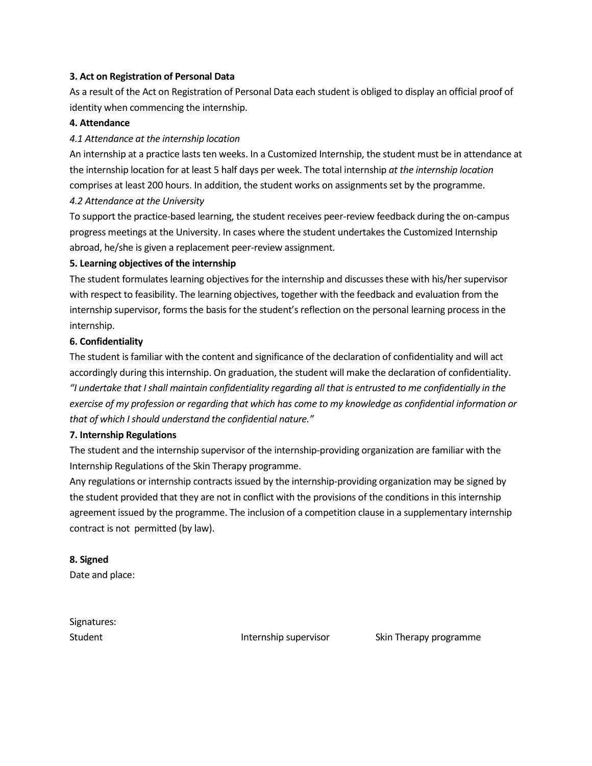**3. Act on Registration of Personal Data**

As a result of the Act on Registration of Personal Data each student is obliged to display an official proof of identity when commencing the internship.

**4. Attendance**

*4.1 Attendance at the internship location*

An internship at a practice lasts ten weeks. In a Customized Internship, the student must be in attendance at the internship location for at least 5 half days per week. The total internship *at the internship location* comprises at least 200 hours. In addition, the student works on assignments set by the programme.

*4.2 Attendance at the University*

To support the practice-based learning, the student receives peer-review feedback during the on-campus progress meetings at the University. In cases where the student undertakes the Customized Internship abroad, he/she is given a replacement peer-review assignment.

**5. Learning objectives of the internship**

The student formulates learning objectives for the internship and discusses these with his/her supervisor with respect to feasibility. The learning objectives, together with the feedback and evaluation from the internship supervisor, forms the basis for the student's reflection on the personal learning process in the internship.

**6. Confidentiality**

The student is familiar with the content and significance of the declaration of confidentiality and will act accordingly during this internship. On graduation, the student will make the declaration of confidentiality. *"I undertake that I shall maintain confidentiality regarding all that is entrusted to me confidentially in the exercise of my profession or regarding that which has come to my knowledge as confidential information or that of which I should understand the confidential nature."*

**7. Internship Regulations**

The student and the internship supervisor of the internship-providing organization are familiar with the Internship Regulations of the Skin Therapy programme.

Any regulations or internship contracts issued by the internship-providing organization may be signed by the student provided that they are not in conflict with the provisions of the conditions in this internship agreement issued by the programme. The inclusion of a competition clause in a supplementary internship contract is not permitted (by law).

**8. Signed**

Date and place:

Signatures:

Student | Internship supervisor | Skin Therapy programme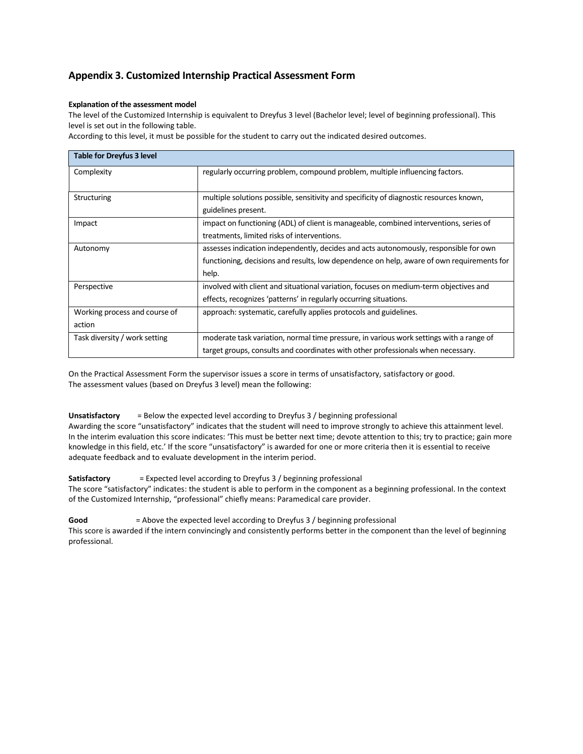## Appendix 3. Customized Internship Practical Assessment Form

**Explanation of the assessment model**

The level of the Customized Internship is equivalent to Dreyfus 3 level (Bachelor level; level of beginning professional). This level is set out in the following table.

According to this level, it must be possible for the student to carry out the indicated desired outcomes.

| **Table for Dreyfus 3 level** | |
|---|---|
| Complexity | regularly occurring problem, compound problem, multiple influencing factors. |
| Structuring | multiple solutions possible, sensitivity and specificity of diagnostic resources known, guidelines present. |
| Impact | impact on functioning (ADL) of client is manageable, combined interventions, series of treatments, limited risks of interventions. |
| Autonomy | assesses indication independently, decides and acts autonomously, responsible for own functioning, decisions and results, low dependence on help, aware of own requirements for help. |
| Perspective | involved with client and situational variation, focuses on medium-term objectives and effects, recognizes 'patterns' in regularly occurring situations. |
| Working process and course of action | approach: systematic, carefully applies protocols and guidelines. |
| Task diversity / work setting | moderate task variation, normal time pressure, in various work settings with a range of target groups, consults and coordinates with other professionals when necessary. |

On the Practical Assessment Form the supervisor issues a score in terms of unsatisfactory, satisfactory or good.
The assessment values (based on Dreyfus 3 level) mean the following:

**Unsatisfactory** = Below the expected level according to Dreyfus 3 / beginning professional
Awarding the score "unsatisfactory" indicates that the student will need to improve strongly to achieve this attainment level. In the interim evaluation this score indicates: 'This must be better next time; devote attention to this; try to practice; gain more knowledge in this field, etc.' If the score "unsatisfactory" is awarded for one or more criteria then it is essential to receive adequate feedback and to evaluate development in the interim period.

**Satisfactory** = Expected level according to Dreyfus 3 / beginning professional
The score "satisfactory" indicates: the student is able to perform in the component as a beginning professional. In the context of the Customized Internship, "professional" chiefly means: Paramedical care provider.

**Good** = Above the expected level according to Dreyfus 3 / beginning professional
This score is awarded if the intern convincingly and consistently performs better in the component than the level of beginning professional.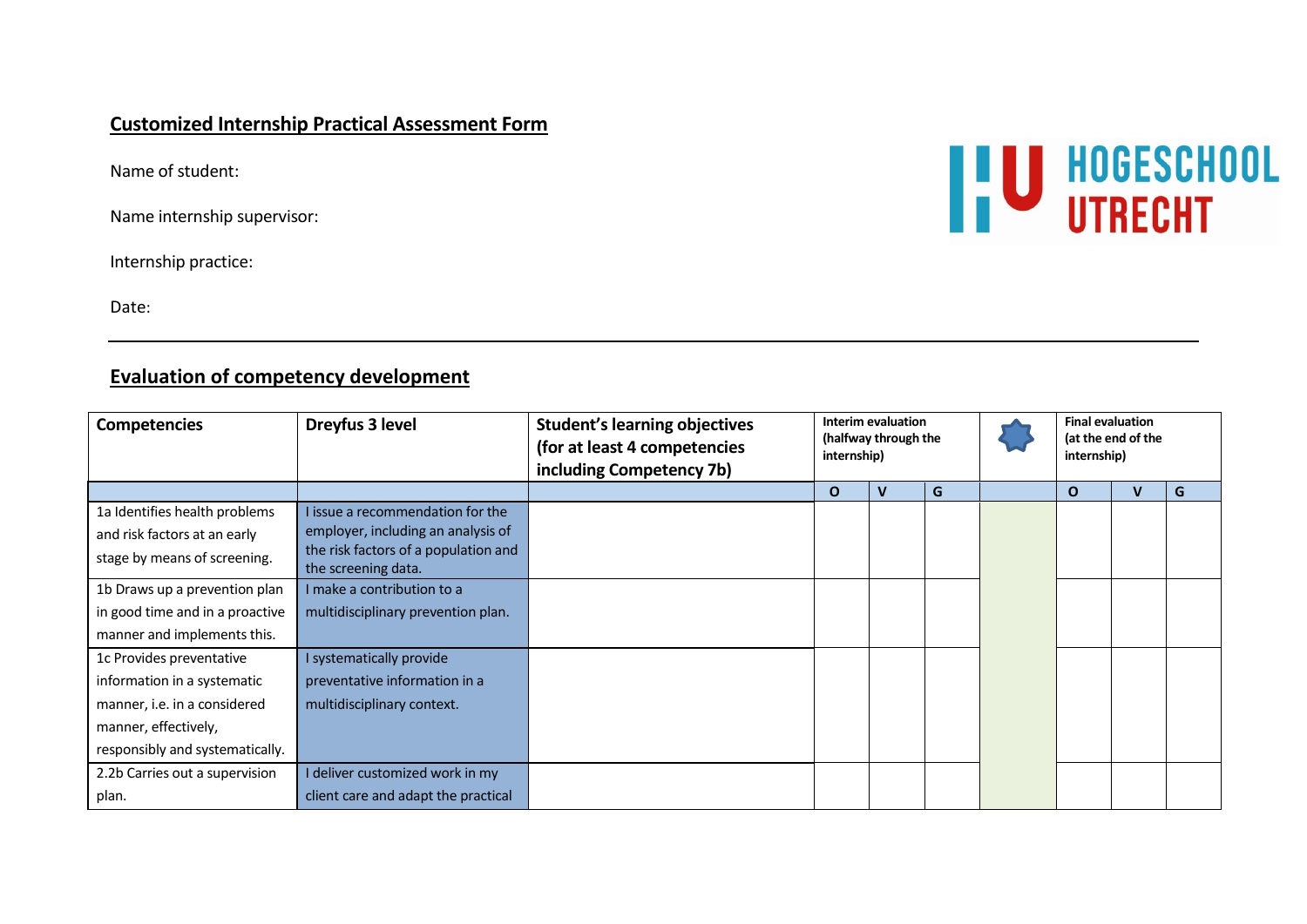## Customized Internship Practical Assessment Form

Name of student:

Name internship supervisor:

Internship practice:

Date:

---

## Evaluation of competency development

| Competencies | Dreyfus 3 level | Student's learning objectives (for at least 4 competencies including Competency 7b) | Interim evaluation (halfway through the internship) | | | | Final evaluation (at the end of the internship) | | |
|---|---|---|---|---|---|---|---|---|---|
| | | | O | V | G | | O | V | G |
| 1a Identifies health problems and risk factors at an early stage by means of screening. | I issue a recommendation for the employer, including an analysis of the risk factors of a population and the screening data. | | | | | | | | |
| 1b Draws up a prevention plan in good time and in a proactive manner and implements this. | I make a contribution to a multidisciplinary prevention plan. | | | | | | | | |
| 1c Provides preventative information in a systematic manner, i.e. in a considered manner, effectively, responsibly and systematically. | I systematically provide preventative information in a multidisciplinary context. | | | | | | | | |
| 2.2b Carries out a supervision plan. | I deliver customized work in my client care and adapt the practical | | | | | | | | |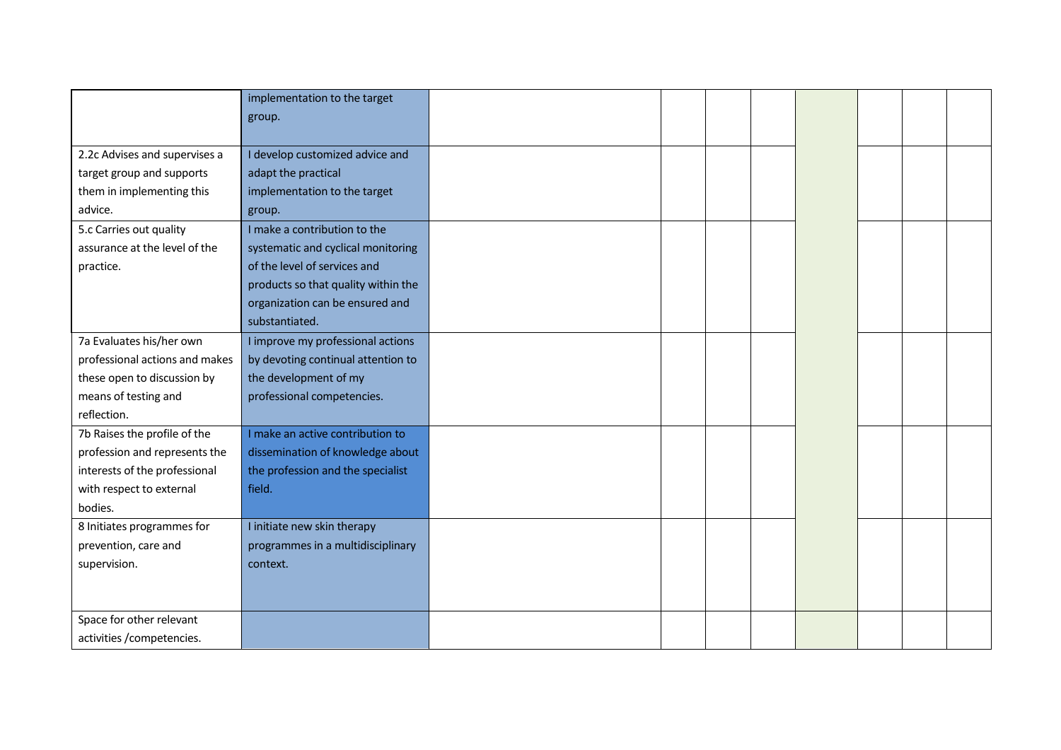| | | | | | | | | | |
|---|---|---|---|---|---|---|---|---|---|
| | implementation to the target group. | | | | | | | | |
| 2.2c Advises and supervises a target group and supports them in implementing this advice. | I develop customized advice and adapt the practical implementation to the target group. | | | | | | | | |
| 5.c Carries out quality assurance at the level of the practice. | I make a contribution to the systematic and cyclical monitoring of the level of services and products so that quality within the organization can be ensured and substantiated. | | | | | | | | |
| 7a Evaluates his/her own professional actions and makes these open to discussion by means of testing and reflection. | I improve my professional actions by devoting continual attention to the development of my professional competencies. | | | | | | | | |
| 7b Raises the profile of the profession and represents the interests of the professional with respect to external bodies. | I make an active contribution to dissemination of knowledge about the profession and the specialist field. | | | | | | | | |
| 8 Initiates programmes for prevention, care and supervision. | I initiate new skin therapy programmes in a multidisciplinary context. | | | | | | | | |
| Space for other relevant activities /competencies. | | | | | | | | | |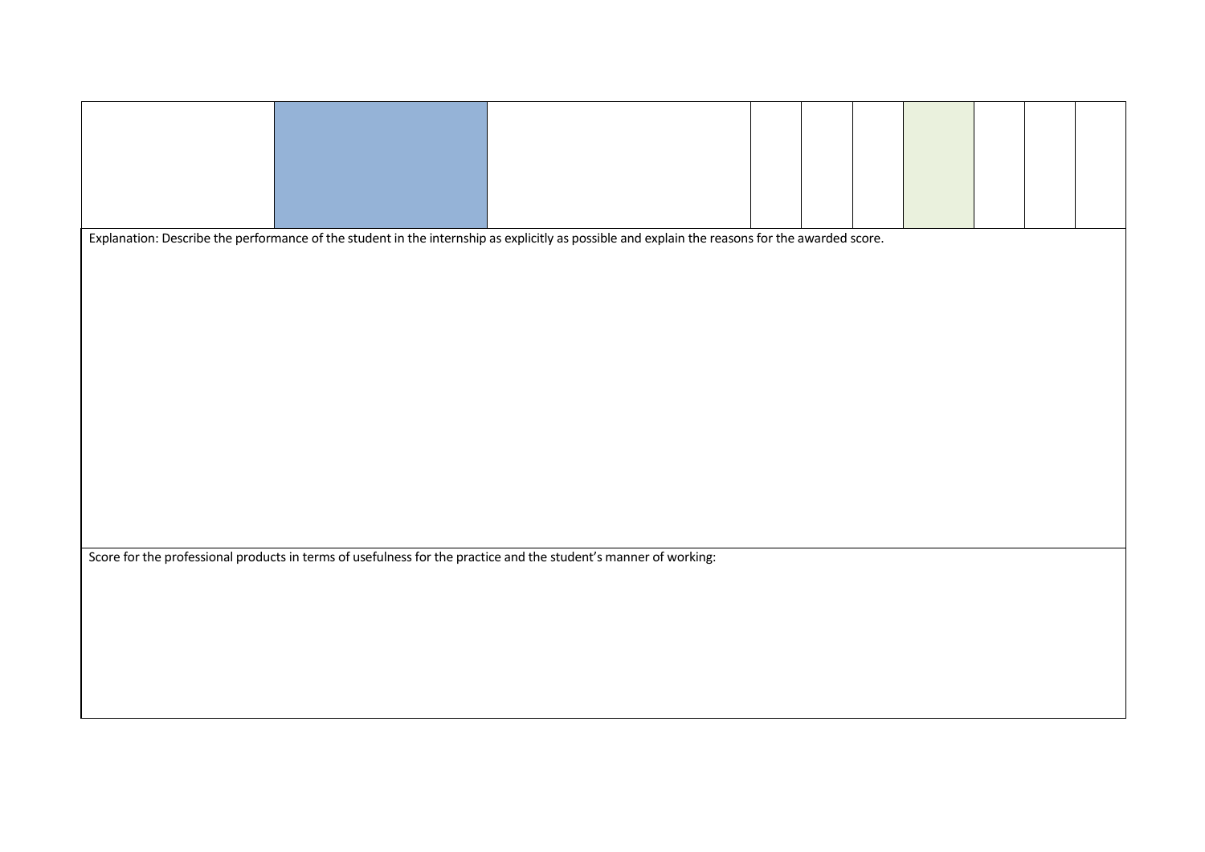| | | | | | | | | | |
|---|---|---|---|---|---|---|---|---|---|
| | | | | | | | | | |

Explanation: Describe the performance of the student in the internship as explicitly as possible and explain the reasons for the awarded score.

Score for the professional products in terms of usefulness for the practice and the student's manner of working: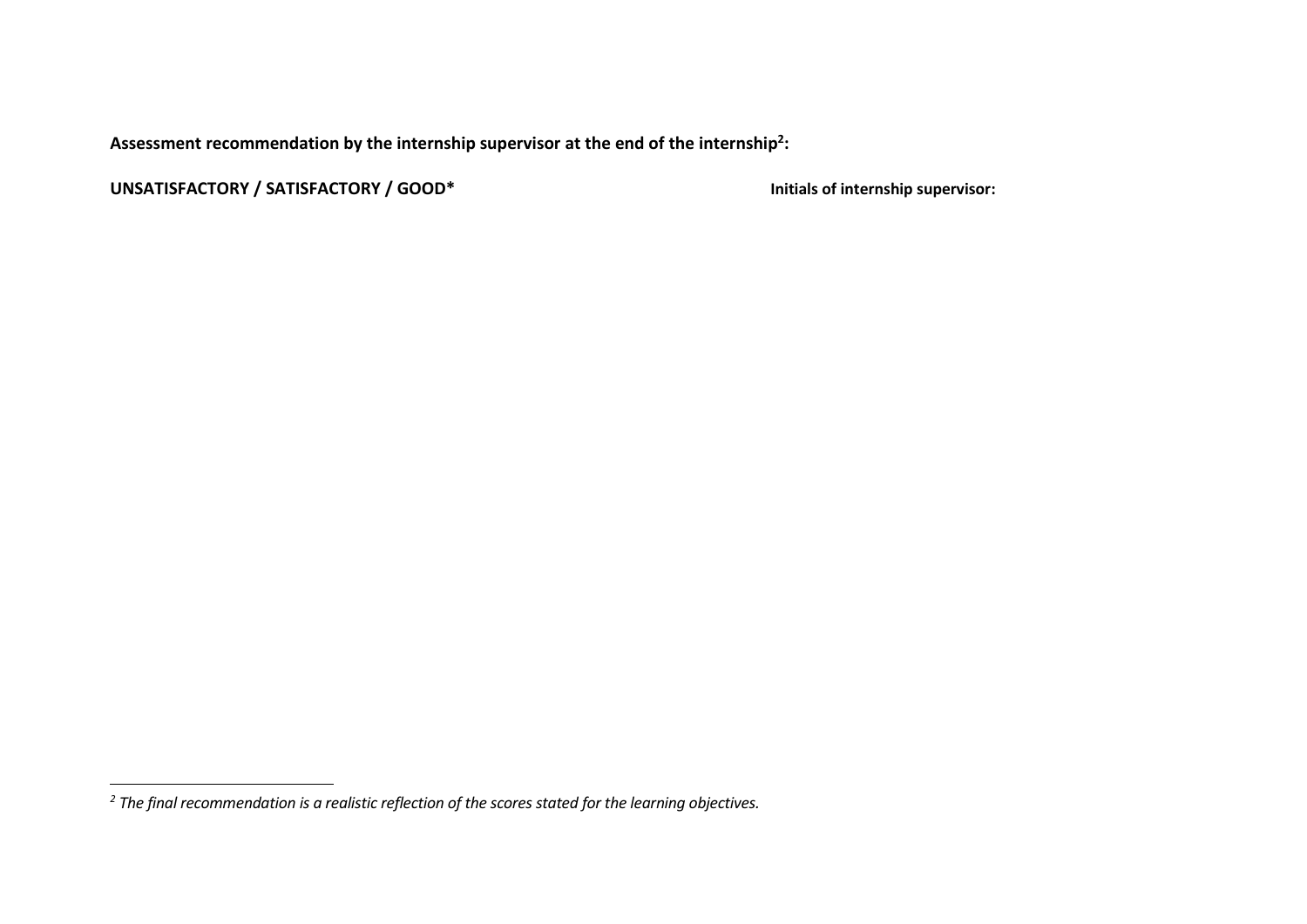**Assessment recommendation by the internship supervisor at the end of the internship[2]:**

**UNSATISFACTORY / SATISFACTORY / GOOD***

**Initials of internship supervisor:**

*[2] The final recommendation is a realistic reflection of the scores stated for the learning objectives.*